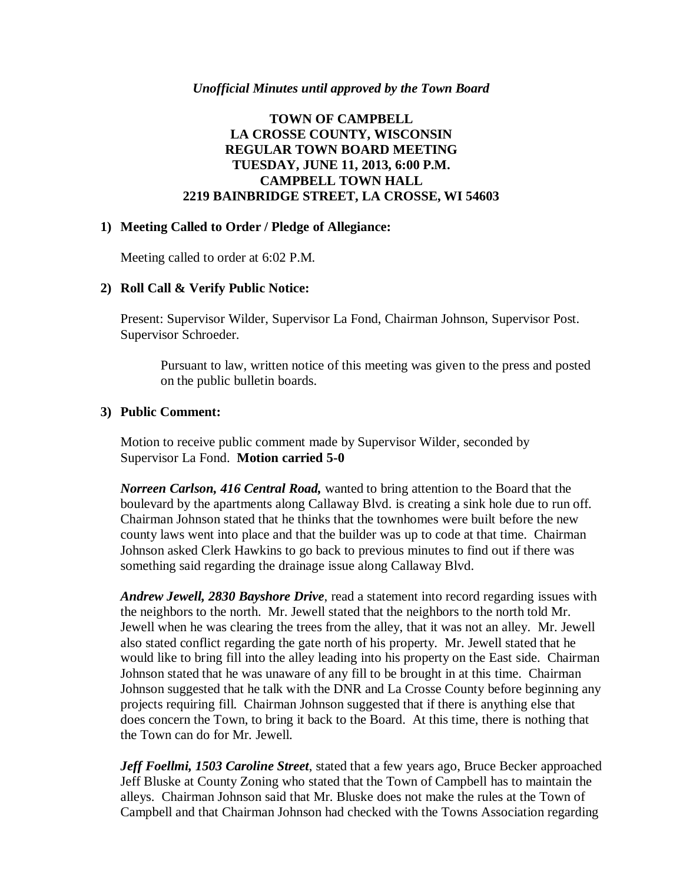*Unofficial Minutes until approved by the Town Board*

**TOWN OF CAMPBELL**
**LA CROSSE COUNTY, WISCONSIN**
**REGULAR TOWN BOARD MEETING**
**TUESDAY, JUNE 11, 2013, 6:00 P.M.**
**CAMPBELL TOWN HALL**
**2219 BAINBRIDGE STREET, LA CROSSE, WI 54603**

**1) Meeting Called to Order / Pledge of Allegiance:**

Meeting called to order at 6:02 P.M.

**2) Roll Call & Verify Public Notice:**

Present: Supervisor Wilder, Supervisor La Fond, Chairman Johnson, Supervisor Post. Supervisor Schroeder.

> Pursuant to law, written notice of this meeting was given to the press and posted on the public bulletin boards.

**3) Public Comment:**

Motion to receive public comment made by Supervisor Wilder, seconded by Supervisor La Fond. **Motion carried 5-0**

***Norreen Carlson, 416 Central Road,*** wanted to bring attention to the Board that the boulevard by the apartments along Callaway Blvd. is creating a sink hole due to run off. Chairman Johnson stated that he thinks that the townhomes were built before the new county laws went into place and that the builder was up to code at that time. Chairman Johnson asked Clerk Hawkins to go back to previous minutes to find out if there was something said regarding the drainage issue along Callaway Blvd.

***Andrew Jewell, 2830 Bayshore Drive***, read a statement into record regarding issues with the neighbors to the north. Mr. Jewell stated that the neighbors to the north told Mr. Jewell when he was clearing the trees from the alley, that it was not an alley. Mr. Jewell also stated conflict regarding the gate north of his property. Mr. Jewell stated that he would like to bring fill into the alley leading into his property on the East side. Chairman Johnson stated that he was unaware of any fill to be brought in at this time. Chairman Johnson suggested that he talk with the DNR and La Crosse County before beginning any projects requiring fill. Chairman Johnson suggested that if there is anything else that does concern the Town, to bring it back to the Board. At this time, there is nothing that the Town can do for Mr. Jewell.

***Jeff Foellmi, 1503 Caroline Street***, stated that a few years ago, Bruce Becker approached Jeff Bluske at County Zoning who stated that the Town of Campbell has to maintain the alleys. Chairman Johnson said that Mr. Bluske does not make the rules at the Town of Campbell and that Chairman Johnson had checked with the Towns Association regarding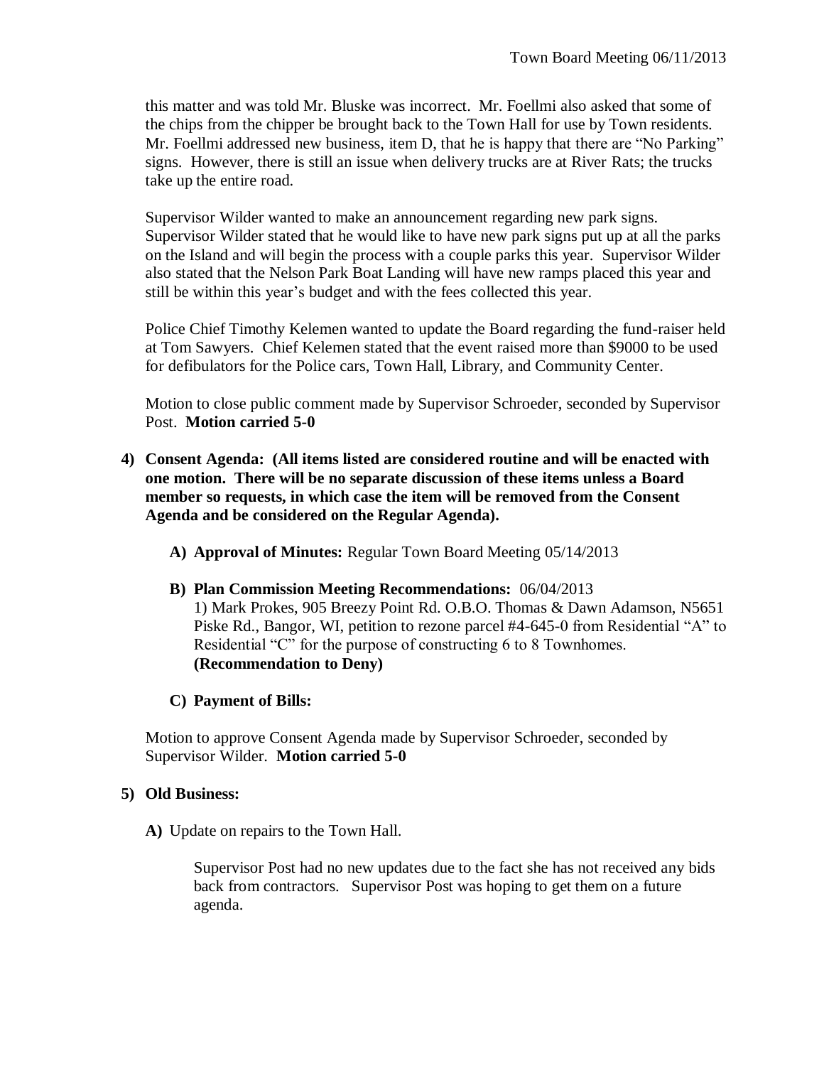this matter and was told Mr. Bluske was incorrect. Mr. Foellmi also asked that some of the chips from the chipper be brought back to the Town Hall for use by Town residents. Mr. Foellmi addressed new business, item D, that he is happy that there are "No Parking" signs. However, there is still an issue when delivery trucks are at River Rats; the trucks take up the entire road.

Supervisor Wilder wanted to make an announcement regarding new park signs. Supervisor Wilder stated that he would like to have new park signs put up at all the parks on the Island and will begin the process with a couple parks this year. Supervisor Wilder also stated that the Nelson Park Boat Landing will have new ramps placed this year and still be within this year's budget and with the fees collected this year.

Police Chief Timothy Kelemen wanted to update the Board regarding the fund-raiser held at Tom Sawyers. Chief Kelemen stated that the event raised more than $9000 to be used for defibulators for the Police cars, Town Hall, Library, and Community Center.

Motion to close public comment made by Supervisor Schroeder, seconded by Supervisor Post. **Motion carried 5-0**

4) **Consent Agenda: (All items listed are considered routine and will be enacted with one motion. There will be no separate discussion of these items unless a Board member so requests, in which case the item will be removed from the Consent Agenda and be considered on the Regular Agenda).**

   A) **Approval of Minutes:** Regular Town Board Meeting 05/14/2013

   B) **Plan Commission Meeting Recommendations:** 06/04/2013
   1) Mark Prokes, 905 Breezy Point Rd. O.B.O. Thomas & Dawn Adamson, N5651 Piske Rd., Bangor, WI, petition to rezone parcel #4-645-0 from Residential "A" to Residential "C" for the purpose of constructing 6 to 8 Townhomes. **(Recommendation to Deny)**

   C) **Payment of Bills:**

Motion to approve Consent Agenda made by Supervisor Schroeder, seconded by Supervisor Wilder. **Motion carried 5-0**

5) **Old Business:**

   A) Update on repairs to the Town Hall.

   Supervisor Post had no new updates due to the fact she has not received any bids back from contractors. Supervisor Post was hoping to get them on a future agenda.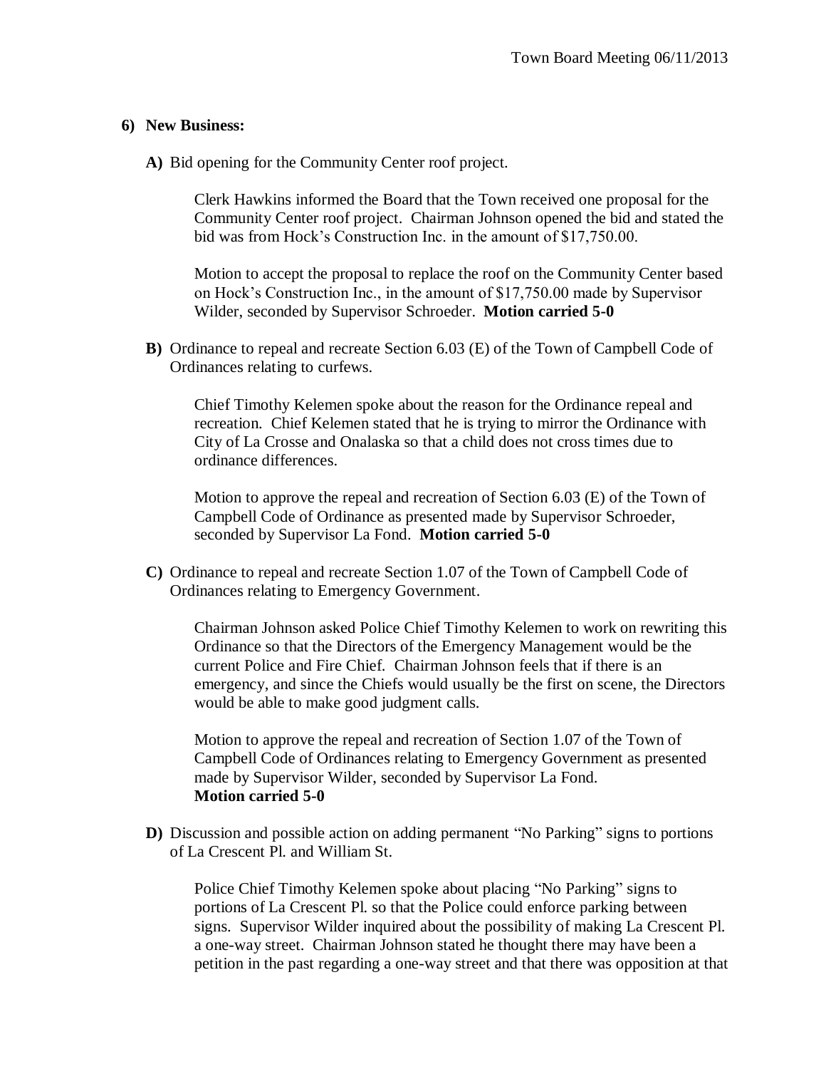## 6) New Business:

**A)** Bid opening for the Community Center roof project.

Clerk Hawkins informed the Board that the Town received one proposal for the Community Center roof project. Chairman Johnson opened the bid and stated the bid was from Hock's Construction Inc. in the amount of $17,750.00.

Motion to accept the proposal to replace the roof on the Community Center based on Hock's Construction Inc., in the amount of $17,750.00 made by Supervisor Wilder, seconded by Supervisor Schroeder. **Motion carried 5-0**

**B)** Ordinance to repeal and recreate Section 6.03 (E) of the Town of Campbell Code of Ordinances relating to curfews.

Chief Timothy Kelemen spoke about the reason for the Ordinance repeal and recreation. Chief Kelemen stated that he is trying to mirror the Ordinance with City of La Crosse and Onalaska so that a child does not cross times due to ordinance differences.

Motion to approve the repeal and recreation of Section 6.03 (E) of the Town of Campbell Code of Ordinance as presented made by Supervisor Schroeder, seconded by Supervisor La Fond. **Motion carried 5-0**

**C)** Ordinance to repeal and recreate Section 1.07 of the Town of Campbell Code of Ordinances relating to Emergency Government.

Chairman Johnson asked Police Chief Timothy Kelemen to work on rewriting this Ordinance so that the Directors of the Emergency Management would be the current Police and Fire Chief. Chairman Johnson feels that if there is an emergency, and since the Chiefs would usually be the first on scene, the Directors would be able to make good judgment calls.

Motion to approve the repeal and recreation of Section 1.07 of the Town of Campbell Code of Ordinances relating to Emergency Government as presented made by Supervisor Wilder, seconded by Supervisor La Fond.
**Motion carried 5-0**

**D)** Discussion and possible action on adding permanent "No Parking" signs to portions of La Crescent Pl. and William St.

Police Chief Timothy Kelemen spoke about placing "No Parking" signs to portions of La Crescent Pl. so that the Police could enforce parking between signs. Supervisor Wilder inquired about the possibility of making La Crescent Pl. a one-way street. Chairman Johnson stated he thought there may have been a petition in the past regarding a one-way street and that there was opposition at that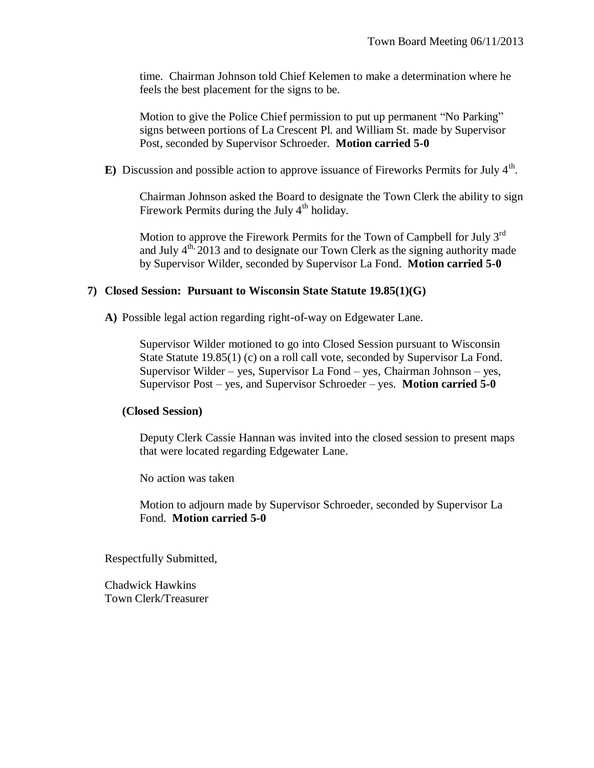time. Chairman Johnson told Chief Kelemen to make a determination where he feels the best placement for the signs to be.

Motion to give the Police Chief permission to put up permanent "No Parking" signs between portions of La Crescent Pl. and William St. made by Supervisor Post, seconded by Supervisor Schroeder. **Motion carried 5-0**

**E)** Discussion and possible action to approve issuance of Fireworks Permits for July 4th.

Chairman Johnson asked the Board to designate the Town Clerk the ability to sign Firework Permits during the July 4th holiday.

Motion to approve the Firework Permits for the Town of Campbell for July 3rd and July 4th, 2013 and to designate our Town Clerk as the signing authority made by Supervisor Wilder, seconded by Supervisor La Fond. **Motion carried 5-0**

**7) Closed Session: Pursuant to Wisconsin State Statute 19.85(1)(G)**

**A)** Possible legal action regarding right-of-way on Edgewater Lane.

Supervisor Wilder motioned to go into Closed Session pursuant to Wisconsin State Statute 19.85(1) (c) on a roll call vote, seconded by Supervisor La Fond. Supervisor Wilder – yes, Supervisor La Fond – yes, Chairman Johnson – yes, Supervisor Post – yes, and Supervisor Schroeder – yes. **Motion carried 5-0**

**(Closed Session)**

Deputy Clerk Cassie Hannan was invited into the closed session to present maps that were located regarding Edgewater Lane.

No action was taken

Motion to adjourn made by Supervisor Schroeder, seconded by Supervisor La Fond. **Motion carried 5-0**

Respectfully Submitted,

Chadwick Hawkins
Town Clerk/Treasurer